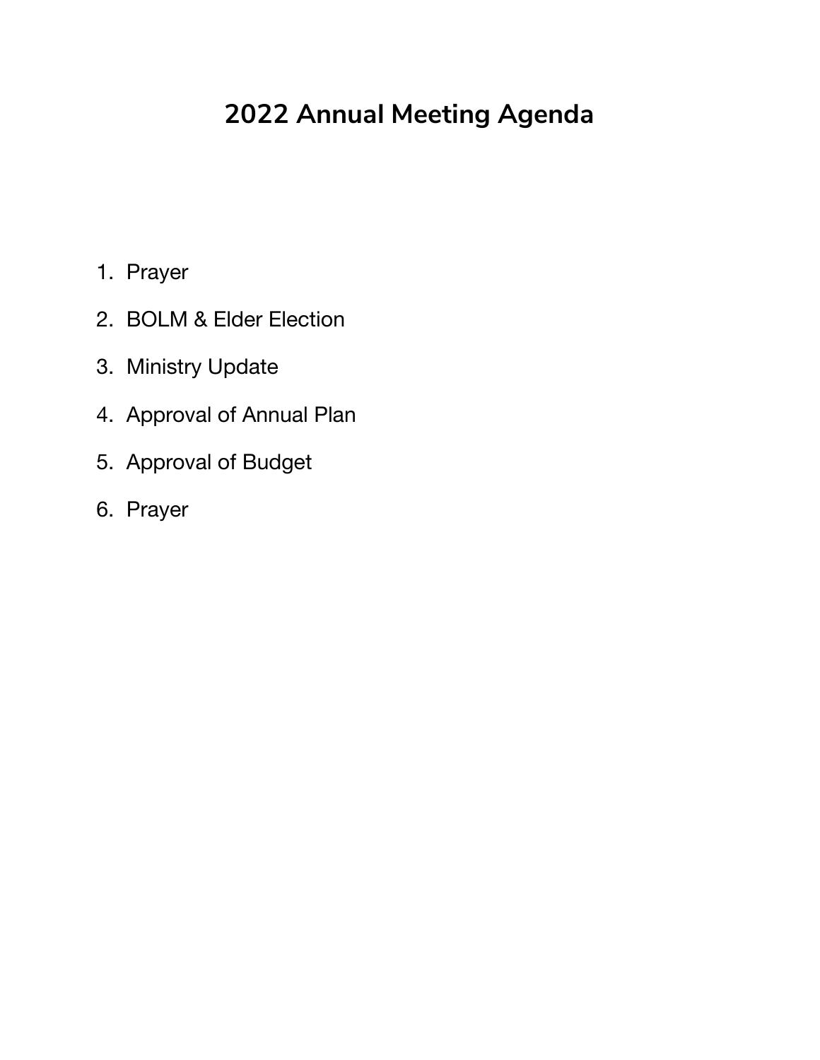# 2022 Annual Meeting Agenda

1. Prayer
2. BOLM & Elder Election
3. Ministry Update
4. Approval of Annual Plan
5. Approval of Budget
6. Prayer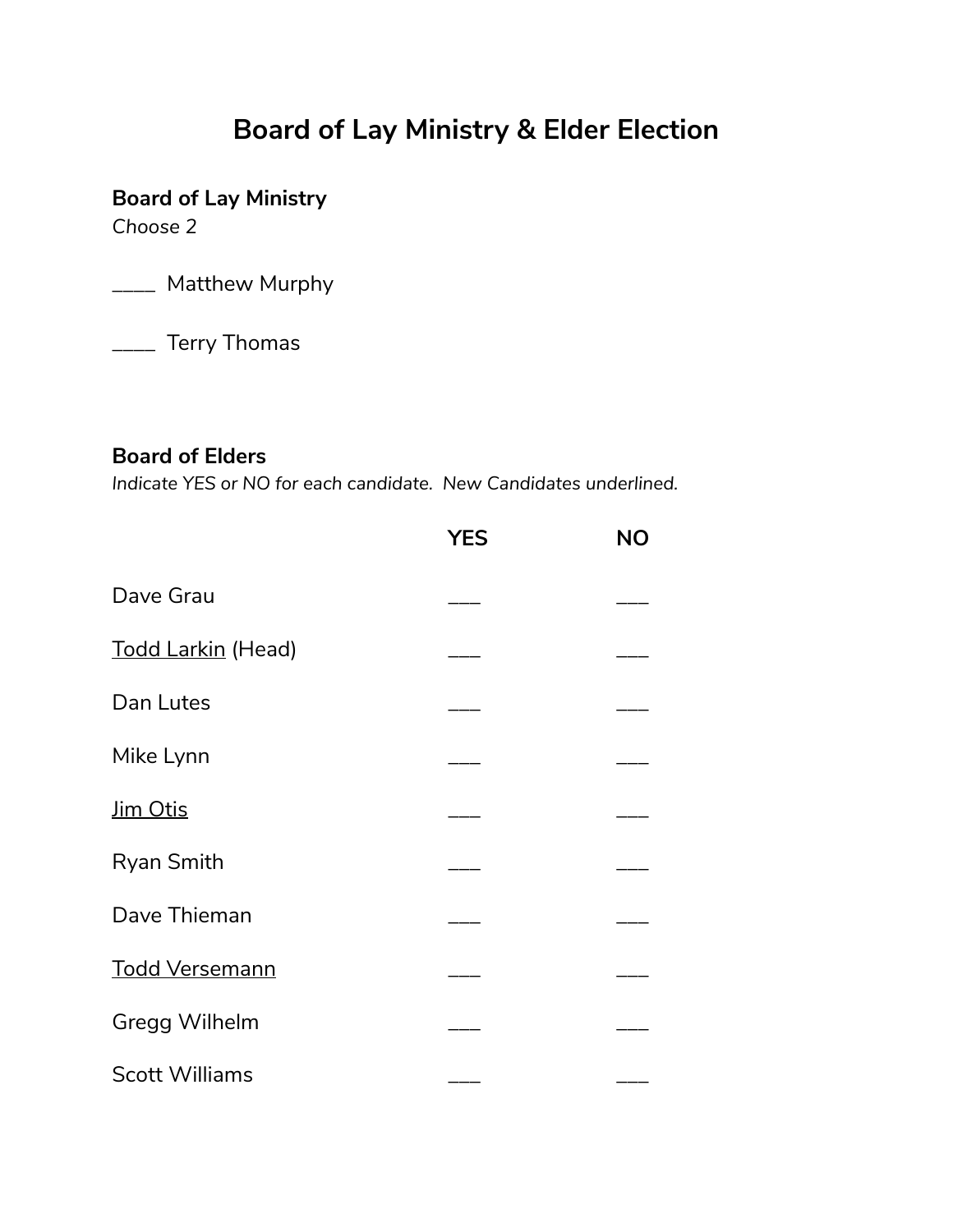# Board of Lay Ministry & Elder Election

**Board of Lay Ministry**
*Choose 2*

____ Matthew Murphy

____ Terry Thomas

**Board of Elders**
*Indicate YES or NO for each candidate. New Candidates underlined.*

| | YES | NO |
|---|---|---|
| Dave Grau | ___ | ___ |
| <u>Todd Larkin</u> (Head) | ___ | ___ |
| Dan Lutes | ___ | ___ |
| Mike Lynn | ___ | ___ |
| <u>Jim Otis</u> | ___ | ___ |
| Ryan Smith | ___ | ___ |
| Dave Thieman | ___ | ___ |
| <u>Todd Versemann</u> | ___ | ___ |
| Gregg Wilhelm | ___ | ___ |
| Scott Williams | ___ | ___ |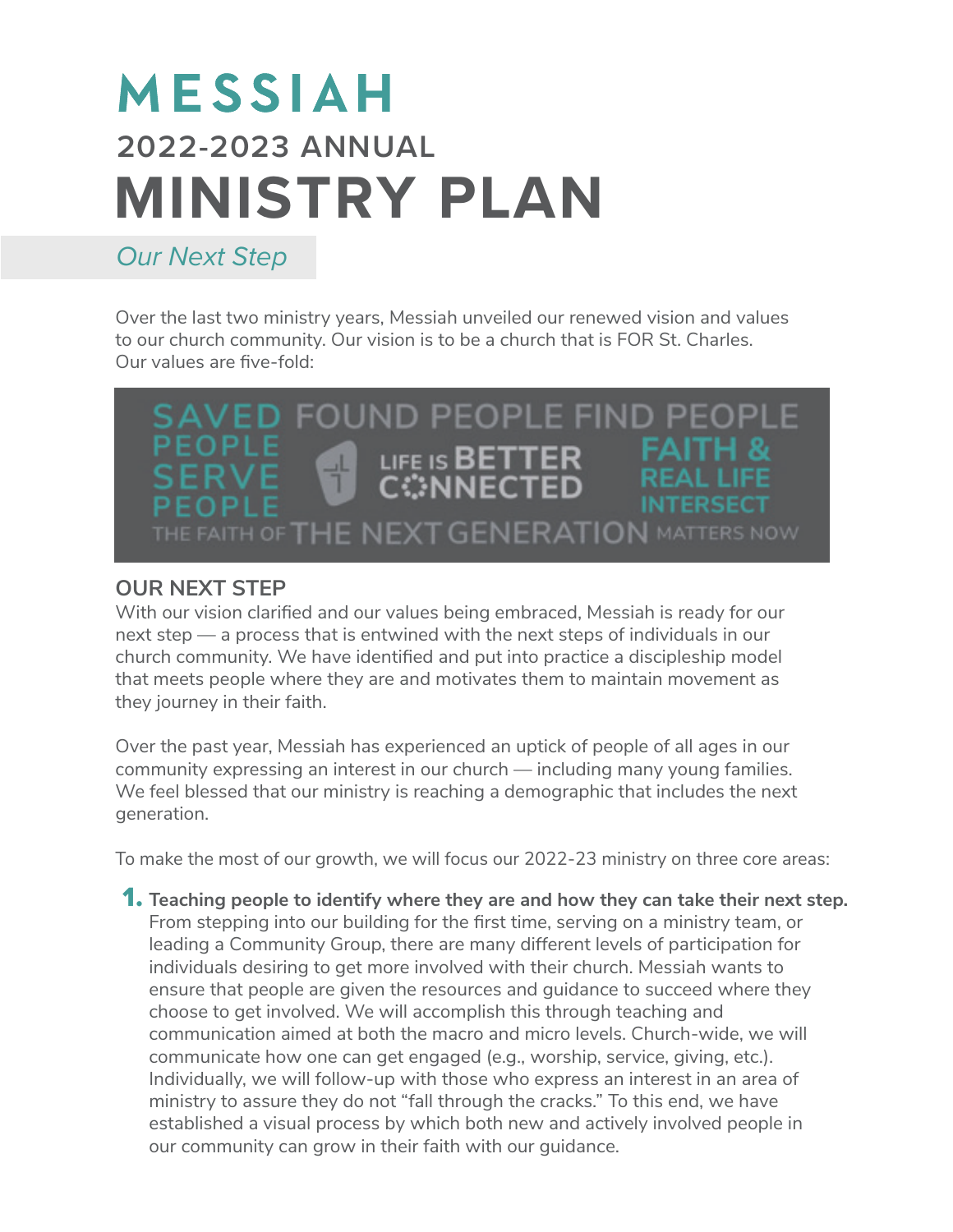# MESSIAH

## 2022-2023 ANNUAL

# MINISTRY PLAN

*Our Next Step*

Over the last two ministry years, Messiah unveiled our renewed vision and values to our church community. Our vision is to be a church that is FOR St. Charles. Our values are five-fold:

SAVED PEOPLE SERVE PEOPLE
FOUND PEOPLE FIND PEOPLE
LIFE IS BETTER CONNECTED
FAITH & REAL LIFE INTERSECT
THE FAITH OF THE NEXT GENERATION MATTERS NOW

### OUR NEXT STEP

With our vision clarified and our values being embraced, Messiah is ready for our next step — a process that is entwined with the next steps of individuals in our church community. We have identified and put into practice a discipleship model that meets people where they are and motivates them to maintain movement as they journey in their faith.

Over the past year, Messiah has experienced an uptick of people of all ages in our community expressing an interest in our church — including many young families. We feel blessed that our ministry is reaching a demographic that includes the next generation.

To make the most of our growth, we will focus our 2022-23 ministry on three core areas:

1. **Teaching people to identify where they are and how they can take their next step.** From stepping into our building for the first time, serving on a ministry team, or leading a Community Group, there are many different levels of participation for individuals desiring to get more involved with their church. Messiah wants to ensure that people are given the resources and guidance to succeed where they choose to get involved. We will accomplish this through teaching and communication aimed at both the macro and micro levels. Church-wide, we will communicate how one can get engaged (e.g., worship, service, giving, etc.). Individually, we will follow-up with those who express an interest in an area of ministry to assure they do not "fall through the cracks." To this end, we have established a visual process by which both new and actively involved people in our community can grow in their faith with our guidance.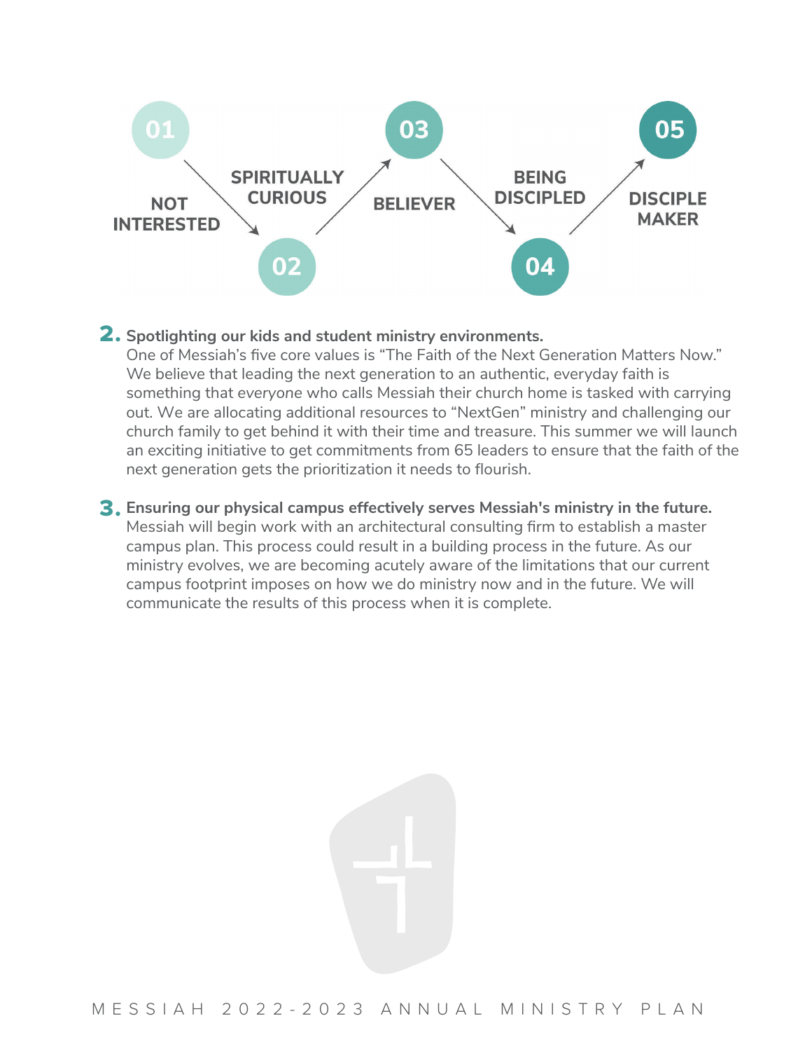01 NOT INTERESTED → 02 SPIRITUALLY CURIOUS → 03 BELIEVER → 04 BEING DISCIPLED → 05 DISCIPLE MAKER

2. **Spotlighting our kids and student ministry environments.**
   One of Messiah's five core values is "The Faith of the Next Generation Matters Now." We believe that leading the next generation to an authentic, everyday faith is something that *everyone* who calls Messiah their church home is tasked with carrying out. We are allocating additional resources to "NextGen" ministry and challenging our church family to get behind it with their time and treasure. This summer we will launch an exciting initiative to get commitments from 65 leaders to ensure that the faith of the next generation gets the prioritization it needs to flourish.

3. **Ensuring our physical campus effectively serves Messiah's ministry in the future.**
   Messiah will begin work with an architectural consulting firm to establish a master campus plan. This process could result in a building process in the future. As our ministry evolves, we are becoming acutely aware of the limitations that our current campus footprint imposes on how we do ministry now and in the future. We will communicate the results of this process when it is complete.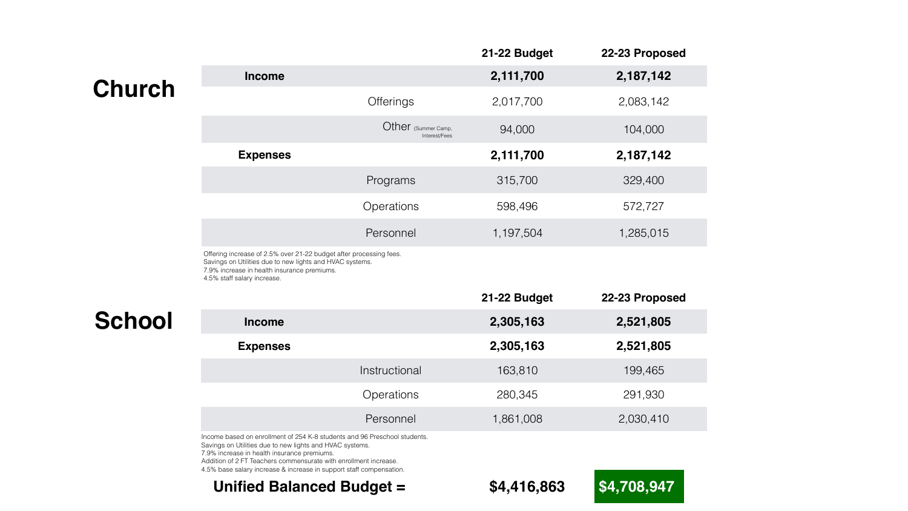## Church

| | | 21-22 Budget | 22-23 Proposed |
|---|---|---|---|
| **Income** | | **2,111,700** | **2,187,142** |
| | Offerings | 2,017,700 | 2,083,142 |
| | Other (Summer Camp, Interest/Fees | 94,000 | 104,000 |
| **Expenses** | | **2,111,700** | **2,187,142** |
| | Programs | 315,700 | 329,400 |
| | Operations | 598,496 | 572,727 |
| | Personnel | 1,197,504 | 1,285,015 |

Offering increase of 2.5% over 21-22 budget after processing fees.
Savings on Utilities due to new lights and HVAC systems.
7.9% increase in health insurance premiums.
4.5% staff salary increase.

## School

| | | 21-22 Budget | 22-23 Proposed |
|---|---|---|---|
| **Income** | | **2,305,163** | **2,521,805** |
| **Expenses** | | **2,305,163** | **2,521,805** |
| | Instructional | 163,810 | 199,465 |
| | Operations | 280,345 | 291,930 |
| | Personnel | 1,861,008 | 2,030,410 |

Income based on enrollment of 254 K-8 students and 96 Preschool students.
Savings on Utilities due to new lights and HVAC systems.
7.9% increase in health insurance premiums.
Addition of 2 FT Teachers commensurate with enrollment increase.
4.5% base salary increase & increase in support staff compensation.

**Unified Balanced Budget = $4,416,863 $4,708,947**